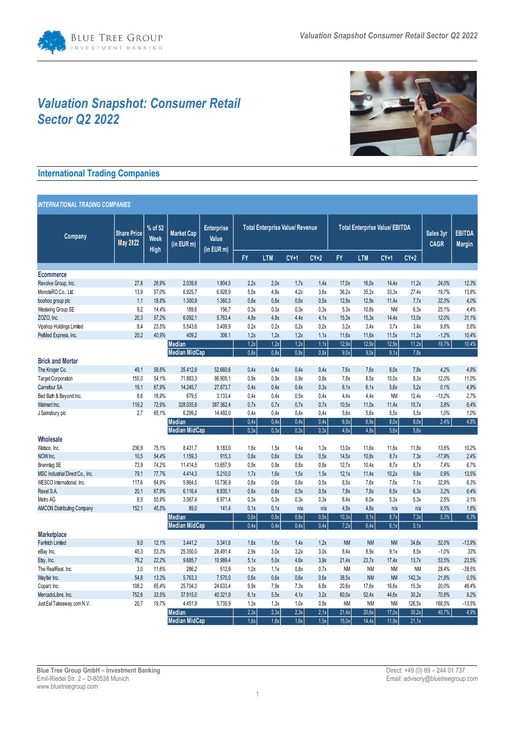# Valuation Snapshot: Consumer Retail Sector Q2 2022

## International Trading Companies

INTERNATIONAL TRADING COMPANIES

| Company | Share Price May 2022 | % of 52 Week High | Market Cap (in EUR m) | Enterprise Value (in EUR m) | Total Enterprise Value/ Revenue | | | | Total Enterprise Value/ EBITDA | | | | Sales 3yr CAGR | EBITDA Margin |
|---|---|---|---|---|---|---|---|---|---|---|---|---|---|---|
| | | | | | FY | LTM | CY+1 | CY+2 | FY | LTM | CY+1 | CY+2 | | |
| **Ecommerce** | | | | | | | | | | | | | | |
| Revolve Group, Inc. | 27,8 | 26,9% | 2.039,8 | 1.804,5 | 2,2x | 2,0x | 1,7x | 1,4x | 17,0x | 16,0x | 14,4x | 11,2x | 24,0% | 12,3% |
| MonotaRO Co., Ltd. | 13,9 | 57,0% | 6.925,7 | 6.928,9 | 5,0x | 4,8x | 4,2x | 3,6x | 36,2x | 35,2x | 33,3x | 27,4x | 19,7% | 13,8% |
| boohoo group plc | 1,1 | 18,8% | 1.300,9 | 1.360,3 | 0,6x | 0,6x | 0,6x | 0,5x | 12,9x | 12,9x | 11,4x | 7,7x | 32,3% | 4,0% |
| Westwing Group SE | 9,2 | 14,4% | 189,6 | 156,7 | 0,3x | 0,3x | 0,3x | 0,3x | 5,3x | 10,8x | NM | 6,3x | 25,1% | 4,4% |
| ZOZO, Inc. | 20,3 | 57,2% | 6.092,1 | 5.763,4 | 4,8x | 4,8x | 4,4x | 4,1x | 15,3x | 15,3x | 14,4x | 13,0x | 12,0% | 31,1% |
| Vipshop Holdings Limited | 8,4 | 23,5% | 5.543,6 | 3.409,9 | 0,2x | 0,2x | 0,2x | 0,2x | 3,2x | 3,4x | 3,7x | 3,4x | 9,8% | 5,6% |
| PetMed Express, Inc. | 20,2 | 40,9% | 409,2 | 306,1 | 1,2x | 1,2x | 1,2x | 1,1x | 11,6x | 11,6x | 11,5x | 11,2x | -1,2% | 10,4% |
| | | | **Median** | | 1,2x | 1,2x | 1,2x | 1,1x | 12,9x | 12,9x | 12,9x | 11,2x | 19,7% | 10,4% |
| | | | **Median MidCap** | | 0,8x | 0,8x | 0,8x | 0,8x | 9,0x | 9,0x | 9,1x | 7,8x | | |
| **Brick and Mortar** | | | | | | | | | | | | | | |
| The Kroger Co. | 49,1 | 58,6% | 35.412,8 | 52.660,6 | 0,4x | 0,4x | 0,4x | 0,4x | 7,6x | 7,6x | 8,0x | 7,8x | 4,2% | 4,8% |
| Target Corporation | 155,0 | 54,1% | 71.883,3 | 86.905,1 | 0,9x | 0,9x | 0,9x | 0,8x | 7,8x | 8,5x | 10,0x | 8,3x | 12,0% | 11,0% |
| Carrefour SA | 19,1 | 67,9% | 14.245,7 | 27.873,7 | 0,4x | 0,4x | 0,4x | 0,3x | 6,1x | 6,1x | 5,6x | 5,2x | 0,1% | 4,9% |
| Bed Bath & Beyond Inc. | 8,6 | 16,9% | 679,5 | 3.133,4 | 0,4x | 0,4x | 0,5x | 0,4x | 4,4x | 4,4x | NM | 12,4x | -13,2% | 2,7% |
| Walmart Inc. | 119,2 | 72,9% | 328.035,8 | 387.362,4 | 0,7x | 0,7x | 0,7x | 0,7x | 10,5x | 11,0x | 11,4x | 10,7x | 3,8% | 6,4% |
| J Sainsbury plc | 2,7 | 65,1% | 6.299,2 | 14.492,0 | 0,4x | 0,4x | 0,4x | 0,4x | 5,6x | 5,6x | 5,5x | 5,5x | 1,0% | 1,0% |
| | | | **Median** | | 0,4x | 0,4x | 0,4x | 0,4x | 6,9x | 6,9x | 8,0x | 8,0x | 2,4% | 4,8% |
| | | | **Median MidCap** | | 0,3x | 0,3x | 0,3x | 0,3x | 4,8x | 4,8x | 5,6x | 5,6x | | |
| **Wholesale** | | | | | | | | | | | | | | |
| Watsco, Inc. | 236,9 | 75,1% | 8.431,7 | 9.183,0 | 1,6x | 1,5x | 1,4x | 1,3x | 13,0x | 11,6x | 11,6x | 11,8x | 13,6% | 10,2% |
| NOW Inc. | 10,5 | 54,4% | 1.159,3 | 915,3 | 0,6x | 0,6x | 0,5x | 0,5x | 14,5x | 10,8x | 8,7x | 7,3x | -17,9% | 2,4% |
| Brenntag SE | 73,9 | 74,2% | 11.414,5 | 13.657,9 | 0,9x | 0,9x | 0,8x | 0,8x | 12,7x | 10,4x | 8,7x | 8,7x | 7,4% | 6,7% |
| MSC Industrial Direct Co., Inc. | 79,1 | 77,7% | 4.414,3 | 5.210,0 | 1,7x | 1,6x | 1,5x | 1,5x | 12,1x | 11,4x | 10,2x | 9,8x | 0,9% | 13,5% |
| WESCO International, Inc. | 117,6 | 64,9% | 5.964,5 | 10.736,9 | 0,6x | 0,6x | 0,6x | 0,5x | 8,5x | 7,6x | 7,6x | 7,1x | 32,9% | 6,3% |
| Rexel S.A. | 20,1 | 67,9% | 6.116,4 | 8.835,1 | 0,6x | 0,6x | 0,5x | 0,5x | 7,8x | 7,8x | 6,5x | 6,3x | 3,2% | 6,4% |
| Metro AG | 8,5 | 55,9% | 3.067,4 | 6.971,4 | 0,3x | 0,3x | 0,3x | 0,3x | 6,4x | 6,0x | 5,3x | 5,3x | 2,5% | 3,1% |
| AMCON Distributing Company | 152,1 | 45,5% | 89,0 | 141,4 | 0,1x | 0,1x | n/a | n/a | 4,9x | 4,8x | n/a | n/a | 9,5% | 1,6% |
| | | | **Median** | | 0,6x | 0,6x | 0,6x | 0,5x | 10,3x | 9,1x | 8,7x | 7,3x | 5,3% | 6,3% |
| | | | **Median MidCap** | | 0,4x | 0,4x | 0,4x | 0,4x | 7,2x | 6,4x | 6,1x | 5,1x | | |
| **Marketplace** | | | | | | | | | | | | | | |
| Farfetch Limited | 9,0 | 12,1% | 3.441,2 | 3.341,6 | 1,6x | 1,6x | 1,4x | 1,2x | NM | NM | NM | 34,6x | 52,0% | -13,9% |
| eBay Inc. | 45,3 | 53,3% | 25.350,0 | 28.491,4 | 2,9x | 3,0x | 3,2x | 3,0x | 8,4x | 8,9x | 9,1x | 8,5x | -1,0% | 33% |
| Etsy, Inc. | 76,2 | 22,2% | 9.685,7 | 10.989,4 | 5,1x | 5,0x | 4,6x | 3,9x | 21,4x | 23,7x | 17,4x | 13,7x | 53,5% | 23,5% |
| The RealReal, Inc. | 3,0 | 11,6% | 286,2 | 512,9 | 1,2x | 1,1x | 0,8x | 0,7x | NM | NM | NM | NM | 29,4% | -38,5% |
| Wayfair Inc. | 54,8 | 13,3% | 5.763,3 | 7.570,0 | 0,6x | 0,6x | 0,6x | 0,6x | 38,5x | NM | NM | 142,3x | 21,8% | 0,5% |
| Copart, Inc. | 108,2 | 65,4% | 25.704,3 | 24.633,4 | 9,9x | 7,9x | 7,3x | 6,8x | 20,6x | 17,6x | 16,6x | 15,3x | 20,0% | 46,4% |
| MercadoLibre, Inc. | 752,6 | 32,5% | 37.915,0 | 40.321,9 | 6,1x | 5,5x | 4,1x | 3,2x | 60,0x | 52,4x | 44,6x | 30,2x | 70,8% | 9,2% |
| Just Eat Takeaway.com N.V. | 20,7 | 19,7% | 4.451,9 | 5.735,9 | 1,3x | 1,3x | 1,0x | 0,8x | NM | NM | NM | 126,5x | 168,5% | -13,5% |
| | | | **Median** | | 2,3x | 2,3x | 2,3x | 2,1x | 21,4x | 20,6x | 17,0x | 30,2x | 40,7% | 4,9% |
| | | | **Median MidCap** | | 1,6x | 1,6x | 1,6x | 1,5x | 15,0x | 14,4x | 11,9x | 21,1x | | |

**Blue Tree Group GmbH – Investment Banking**
Emil-Riedel Str. 2 – D-80538 Munich
www.bluetreegroup.com

Direct: +49 (0) 89 – 244 01 737
Email: advisory@bluetreegroup.com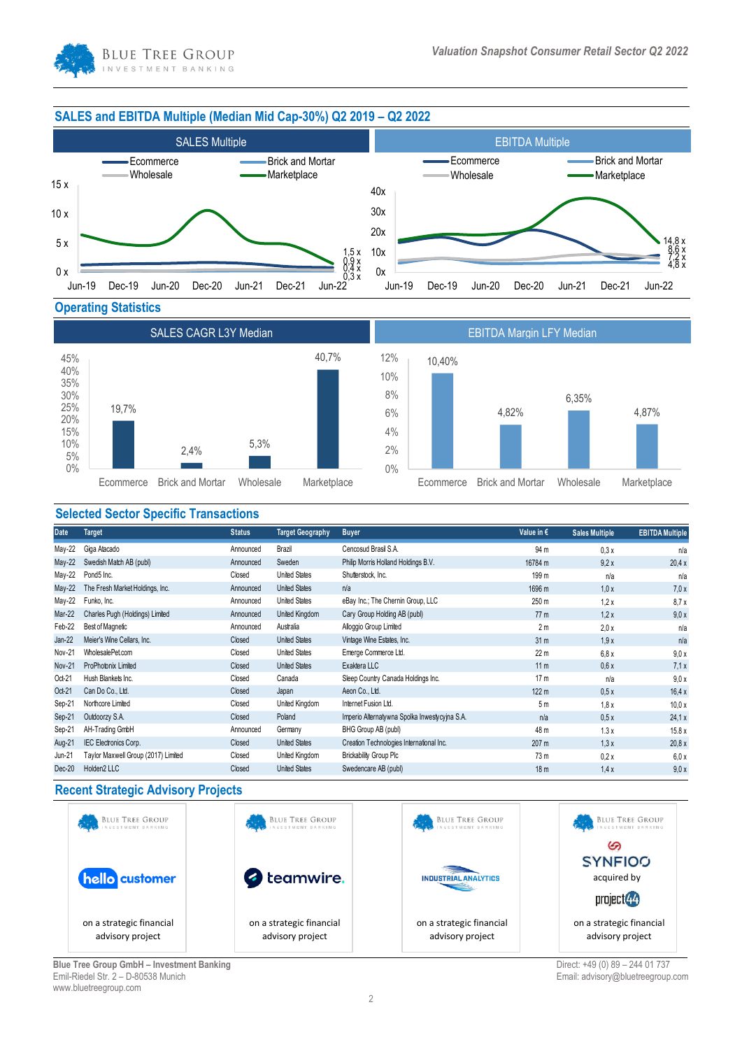## SALES and EBITDA Multiple (Median Mid Cap-30%) Q2 2019 – Q2 2022

### SALES Multiple

Ecommerce
Brick and Mortar
Wholesale
Marketplace

15 x
10 x
5 x
0 x

1,5 x
0,9 x
0,4 x
0,3 x

Jun-19 Dec-19 Jun-20 Dec-20 Jun-21 Dec-21 Jun-22

### EBITDA Multiple

Ecommerce
Brick and Mortar
Wholesale
Marketplace

40x
30x
20x
10x
0x

14,8 x
8,6 x
7,2 x
4,8 x

Jun-19 Dec-19 Jun-20 Dec-20 Jun-21 Dec-21 Jun-22

## Operating Statistics

### SALES CAGR L3Y Median

45%
40%
35%
30%
25%
20%
15%
10%
5%
0%

19,7%
2,4%
5,3%
40,7%

Ecommerce Brick and Mortar Wholesale Marketplace

### EBITDA Margin LFY Median

12%
10%
8%
6%
4%
2%
0%

10,40%
4,82%
6,35%
4,87%

Ecommerce Brick and Mortar Wholesale Marketplace

## Selected Sector Specific Transactions

| Date | Target | Status | Target Geography | Buyer | Value in € | Sales Multiple | EBITDA Multiple |
|---|---|---|---|---|---|---|---|
| May-22 | Giga Atacado | Announced | Brazil | Cencosud Brasil S.A. | 94 m | 0,3 x | n/a |
| May-22 | Swedish Match AB (publ) | Announced | Sweden | Philip Morris Holland Holdings B.V. | 16784 m | 9,2 x | 20,4 x |
| May-22 | Pond5 Inc. | Closed | United States | Shutterstock, Inc. | 199 m | n/a | n/a |
| May-22 | The Fresh Market Holdings, Inc. | Announced | United States | n/a | 1696 m | 1,0 x | 7,0 x |
| May-22 | Funko, Inc. | Announced | United States | eBay Inc.; The Chernin Group, LLC | 250 m | 1,2 x | 8,7 x |
| Mar-22 | Charles Pugh (Holdings) Limited | Announced | United Kingdom | Cary Group Holding AB (publ) | 77 m | 1,2 x | 9,0 x |
| Feb-22 | Best of Magnetic | Announced | Australia | Alloggio Group Limited | 2 m | 2,0 x | n/a |
| Jan-22 | Meier's Wine Cellars, Inc. | Closed | United States | Vintage Wine Estates, Inc. | 31 m | 1,9 x | n/a |
| Nov-21 | WholesalePet.com | Closed | United States | Emerge Commerce Ltd. | 22 m | 6,8 x | 9,0 x |
| Nov-21 | ProPhotonix Limited | Closed | United States | Exaktera LLC | 11 m | 0,6 x | 7,1 x |
| Oct-21 | Hush Blankets Inc. | Closed | Canada | Sleep Country Canada Holdings Inc. | 17 m | n/a | 9,0 x |
| Oct-21 | Can Do Co., Ltd. | Closed | Japan | Aeon Co., Ltd. | 122 m | 0,5 x | 16,4 x |
| Sep-21 | Northcore Limited | Closed | United Kingdom | Internet Fusion Ltd. | 5 m | 1,8 x | 10,0 x |
| Sep-21 | Outdoorzy S.A. | Closed | Poland | Imperio Alternatywna Spolka Inwestycyjna S.A. | n/a | 0,5 x | 24,1 x |
| Sep-21 | AH-Trading GmbH | Announced | Germany | BHG Group AB (publ) | 48 m | 1,3 x | 15,8 x |
| Aug-21 | IEC Electronics Corp. | Closed | United States | Creation Technologies International Inc. | 207 m | 1,3 x | 20,8 x |
| Jun-21 | Taylor Maxwell Group (2017) Limited | Closed | United Kingdom | Brickability Group Plc | 73 m | 0,2 x | 6,0 x |
| Dec-20 | Holden2 LLC | Closed | United States | Swedencare AB (publ) | 18 m | 1,4 x | 9,0 x |

## Recent Strategic Advisory Projects

BLUE TREE GROUP INVESTMENT BANKING
hello customer
on a strategic financial advisory project

BLUE TREE GROUP INVESTMENT BANKING
teamwire.
on a strategic financial advisory project

BLUE TREE GROUP INVESTMENT BANKING
INDUSTRIAL ANALYTICS
on a strategic financial advisory project

BLUE TREE GROUP INVESTMENT BANKING
SYNFIOO
acquired by
project44
on a strategic financial advisory project

**Blue Tree Group GmbH – Investment Banking**
Emil-Riedel Str. 2 – D-80538 Munich
www.bluetreegroup.com

Direct: +49 (0) 89 – 244 01 737
Email: advisory@bluetreegroup.com